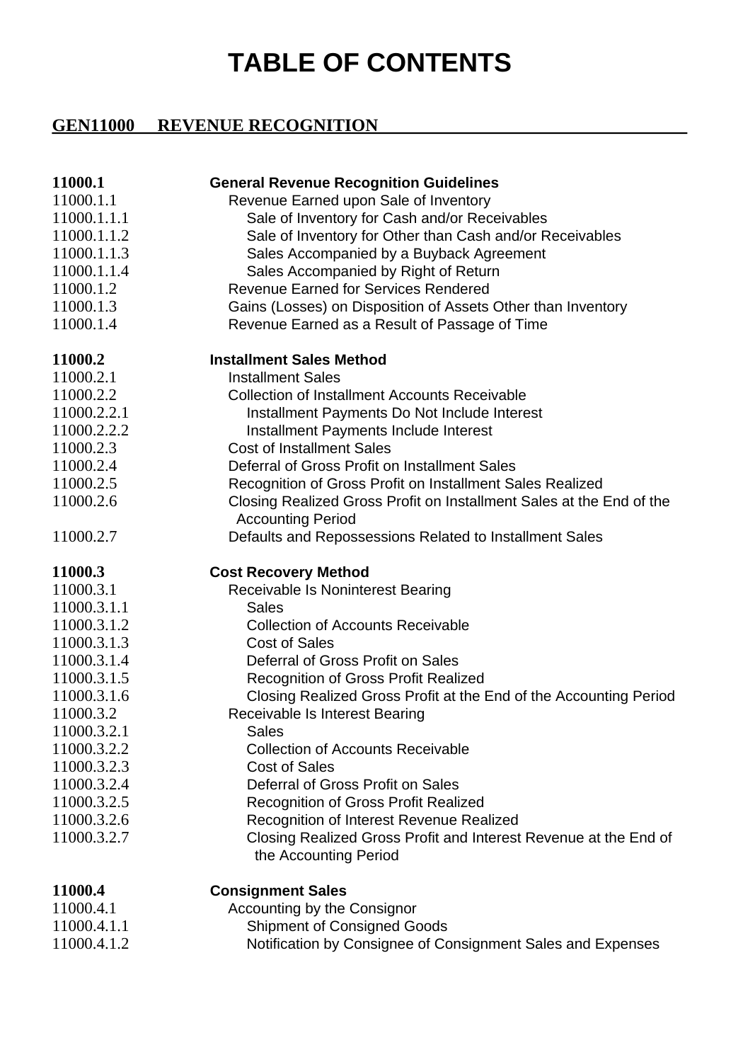# TABLE OF CONTENTS

## GEN11000 REVENUE RECOGNITION

| | |
|---|---|
| **11000.1** | **General Revenue Recognition Guidelines** |
| 11000.1.1 | Revenue Earned upon Sale of Inventory |
| 11000.1.1.1 | Sale of Inventory for Cash and/or Receivables |
| 11000.1.1.2 | Sale of Inventory for Other than Cash and/or Receivables |
| 11000.1.1.3 | Sales Accompanied by a Buyback Agreement |
| 11000.1.1.4 | Sales Accompanied by Right of Return |
| 11000.1.2 | Revenue Earned for Services Rendered |
| 11000.1.3 | Gains (Losses) on Disposition of Assets Other than Inventory |
| 11000.1.4 | Revenue Earned as a Result of Passage of Time |
| **11000.2** | **Installment Sales Method** |
| 11000.2.1 | Installment Sales |
| 11000.2.2 | Collection of Installment Accounts Receivable |
| 11000.2.2.1 | Installment Payments Do Not Include Interest |
| 11000.2.2.2 | Installment Payments Include Interest |
| 11000.2.3 | Cost of Installment Sales |
| 11000.2.4 | Deferral of Gross Profit on Installment Sales |
| 11000.2.5 | Recognition of Gross Profit on Installment Sales Realized |
| 11000.2.6 | Closing Realized Gross Profit on Installment Sales at the End of the Accounting Period |
| 11000.2.7 | Defaults and Repossessions Related to Installment Sales |
| **11000.3** | **Cost Recovery Method** |
| 11000.3.1 | Receivable Is Noninterest Bearing |
| 11000.3.1.1 | Sales |
| 11000.3.1.2 | Collection of Accounts Receivable |
| 11000.3.1.3 | Cost of Sales |
| 11000.3.1.4 | Deferral of Gross Profit on Sales |
| 11000.3.1.5 | Recognition of Gross Profit Realized |
| 11000.3.1.6 | Closing Realized Gross Profit at the End of the Accounting Period |
| 11000.3.2 | Receivable Is Interest Bearing |
| 11000.3.2.1 | Sales |
| 11000.3.2.2 | Collection of Accounts Receivable |
| 11000.3.2.3 | Cost of Sales |
| 11000.3.2.4 | Deferral of Gross Profit on Sales |
| 11000.3.2.5 | Recognition of Gross Profit Realized |
| 11000.3.2.6 | Recognition of Interest Revenue Realized |
| 11000.3.2.7 | Closing Realized Gross Profit and Interest Revenue at the End of the Accounting Period |
| **11000.4** | **Consignment Sales** |
| 11000.4.1 | Accounting by the Consignor |
| 11000.4.1.1 | Shipment of Consigned Goods |
| 11000.4.1.2 | Notification by Consignee of Consignment Sales and Expenses |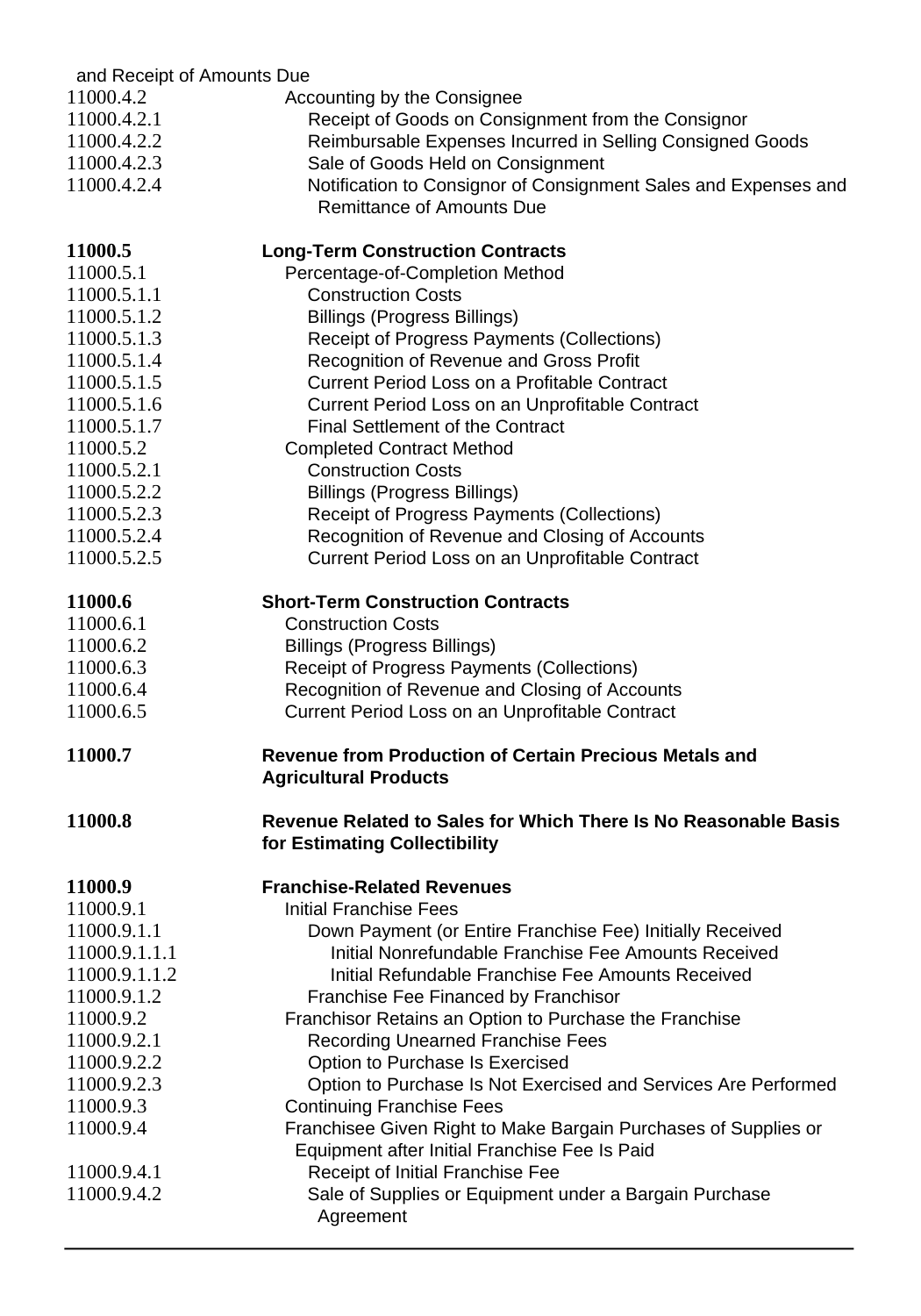and Receipt of Amounts Due

11000.4.2 Accounting by the Consignee

11000.4.2.1 Receipt of Goods on Consignment from the Consignor

11000.4.2.2 Reimbursable Expenses Incurred in Selling Consigned Goods

11000.4.2.3 Sale of Goods Held on Consignment

11000.4.2.4 Notification to Consignor of Consignment Sales and Expenses and Remittance of Amounts Due

**11000.5 Long-Term Construction Contracts**

11000.5.1 Percentage-of-Completion Method

11000.5.1.1 Construction Costs

11000.5.1.2 Billings (Progress Billings)

11000.5.1.3 Receipt of Progress Payments (Collections)

11000.5.1.4 Recognition of Revenue and Gross Profit

11000.5.1.5 Current Period Loss on a Profitable Contract

11000.5.1.6 Current Period Loss on an Unprofitable Contract

11000.5.1.7 Final Settlement of the Contract

11000.5.2 Completed Contract Method

11000.5.2.1 Construction Costs

11000.5.2.2 Billings (Progress Billings)

11000.5.2.3 Receipt of Progress Payments (Collections)

11000.5.2.4 Recognition of Revenue and Closing of Accounts

11000.5.2.5 Current Period Loss on an Unprofitable Contract

**11000.6 Short-Term Construction Contracts**

11000.6.1 Construction Costs

11000.6.2 Billings (Progress Billings)

11000.6.3 Receipt of Progress Payments (Collections)

11000.6.4 Recognition of Revenue and Closing of Accounts

11000.6.5 Current Period Loss on an Unprofitable Contract

**11000.7 Revenue from Production of Certain Precious Metals and Agricultural Products**

**11000.8 Revenue Related to Sales for Which There Is No Reasonable Basis for Estimating Collectibility**

**11000.9 Franchise-Related Revenues**

11000.9.1 Initial Franchise Fees

11000.9.1.1 Down Payment (or Entire Franchise Fee) Initially Received

11000.9.1.1.1 Initial Nonrefundable Franchise Fee Amounts Received

11000.9.1.1.2 Initial Refundable Franchise Fee Amounts Received

11000.9.1.2 Franchise Fee Financed by Franchisor

11000.9.2 Franchisor Retains an Option to Purchase the Franchise

11000.9.2.1 Recording Unearned Franchise Fees

11000.9.2.2 Option to Purchase Is Exercised

11000.9.2.3 Option to Purchase Is Not Exercised and Services Are Performed

11000.9.3 Continuing Franchise Fees

11000.9.4 Franchisee Given Right to Make Bargain Purchases of Supplies or Equipment after Initial Franchise Fee Is Paid

11000.9.4.1 Receipt of Initial Franchise Fee

11000.9.4.2 Sale of Supplies or Equipment under a Bargain Purchase Agreement